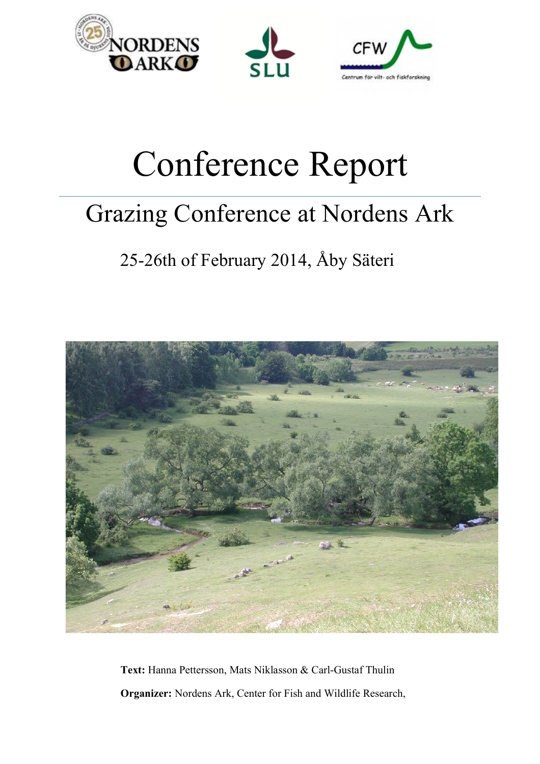# Conference Report

## Grazing Conference at Nordens Ark

25-26th of February 2014, Åby Säteri

**Text:** Hanna Pettersson, Mats Niklasson & Carl-Gustaf Thulin

**Organizer:** Nordens Ark, Center for Fish and Wildlife Research,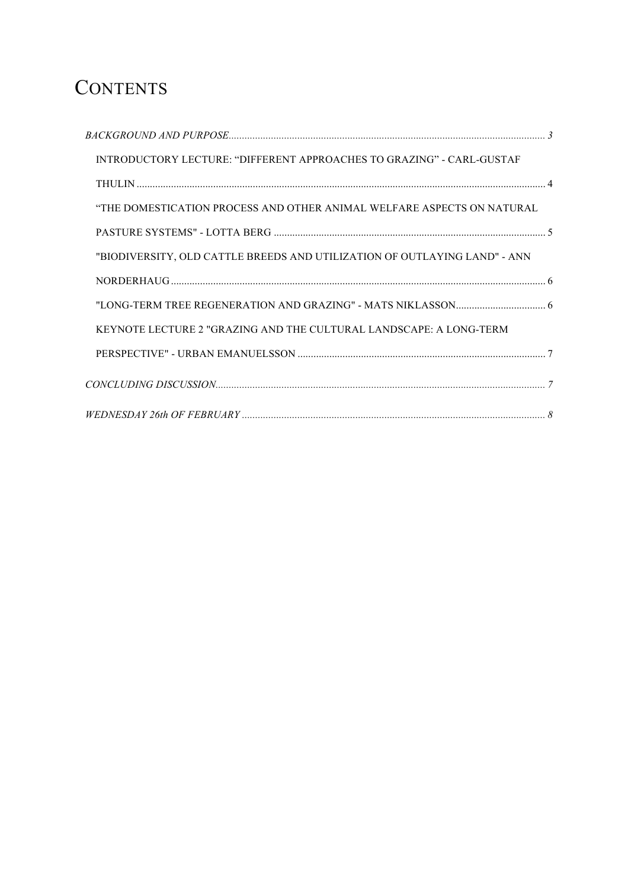# Contents

*BACKGROUND AND PURPOSE* ..... *3*

- INTRODUCTORY LECTURE: "DIFFERENT APPROACHES TO GRAZING" - CARL-GUSTAF THULIN ..... 4
- "THE DOMESTICATION PROCESS AND OTHER ANIMAL WELFARE ASPECTS ON NATURAL PASTURE SYSTEMS" - LOTTA BERG ..... 5
- "BIODIVERSITY, OLD CATTLE BREEDS AND UTILIZATION OF OUTLAYING LAND" - ANN NORDERHAUG ..... 6
- "LONG-TERM TREE REGENERATION AND GRAZING" - MATS NIKLASSON ..... 6
- KEYNOTE LECTURE 2 "GRAZING AND THE CULTURAL LANDSCAPE: A LONG-TERM PERSPECTIVE" - URBAN EMANUELSSON ..... 7

*CONCLUDING DISCUSSION* ..... *7*

*WEDNESDAY 26th OF FEBRUARY* ..... *8*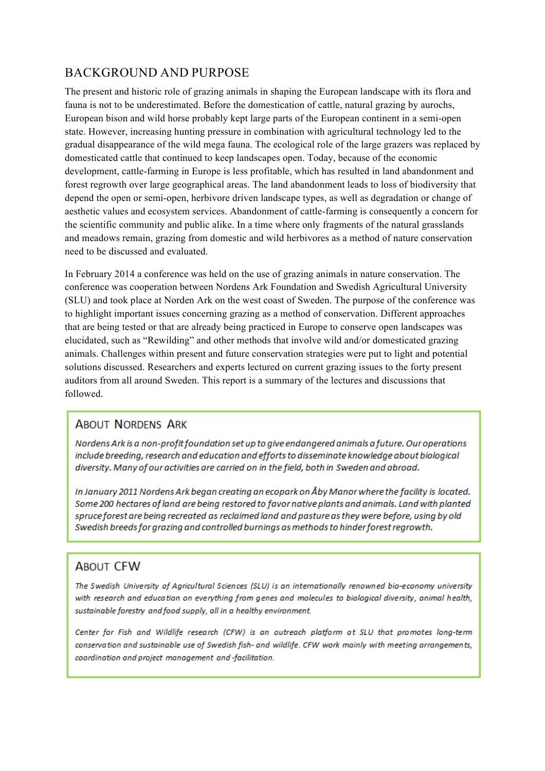## BACKGROUND AND PURPOSE

The present and historic role of grazing animals in shaping the European landscape with its flora and fauna is not to be underestimated. Before the domestication of cattle, natural grazing by aurochs, European bison and wild horse probably kept large parts of the European continent in a semi-open state. However, increasing hunting pressure in combination with agricultural technology led to the gradual disappearance of the wild mega fauna. The ecological role of the large grazers was replaced by domesticated cattle that continued to keep landscapes open. Today, because of the economic development, cattle-farming in Europe is less profitable, which has resulted in land abandonment and forest regrowth over large geographical areas. The land abandonment leads to loss of biodiversity that depend the open or semi-open, herbivore driven landscape types, as well as degradation or change of aesthetic values and ecosystem services. Abandonment of cattle-farming is consequently a concern for the scientific community and public alike. In a time where only fragments of the natural grasslands and meadows remain, grazing from domestic and wild herbivores as a method of nature conservation need to be discussed and evaluated.

In February 2014 a conference was held on the use of grazing animals in nature conservation. The conference was cooperation between Nordens Ark Foundation and Swedish Agricultural University (SLU) and took place at Norden Ark on the west coast of Sweden. The purpose of the conference was to highlight important issues concerning grazing as a method of conservation. Different approaches that are being tested or that are already being practiced in Europe to conserve open landscapes was elucidated, such as "Rewilding" and other methods that involve wild and/or domesticated grazing animals. Challenges within present and future conservation strategies were put to light and potential solutions discussed. Researchers and experts lectured on current grazing issues to the forty present auditors from all around Sweden. This report is a summary of the lectures and discussions that followed.

### ABOUT NORDENS ARK

*Nordens Ark is a non-profit foundation set up to give endangered animals a future. Our operations include breeding, research and education and efforts to disseminate knowledge about biological diversity. Many of our activities are carried on in the field, both in Sweden and abroad.*

*In January 2011 Nordens Ark began creating an ecopark on Åby Manor where the facility is located. Some 200 hectares of land are being restored to favor native plants and animals. Land with planted spruce forest are being recreated as reclaimed land and pasture as they were before, using by old Swedish breeds for grazing and controlled burnings as methods to hinder forest regrowth.*

### ABOUT CFW

*The Swedish University of Agricultural Sciences (SLU) is an internationally renowned bio-economy university with research and education on everything from genes and molecules to biological diversity, animal health, sustainable forestry and food supply, all in a healthy environment.*

*Center for Fish and Wildlife research (CFW) is an outreach platform at SLU that promotes long-term conservation and sustainable use of Swedish fish- and wildlife. CFW work mainly with meeting arrangements, coordination and project management and -facilitation.*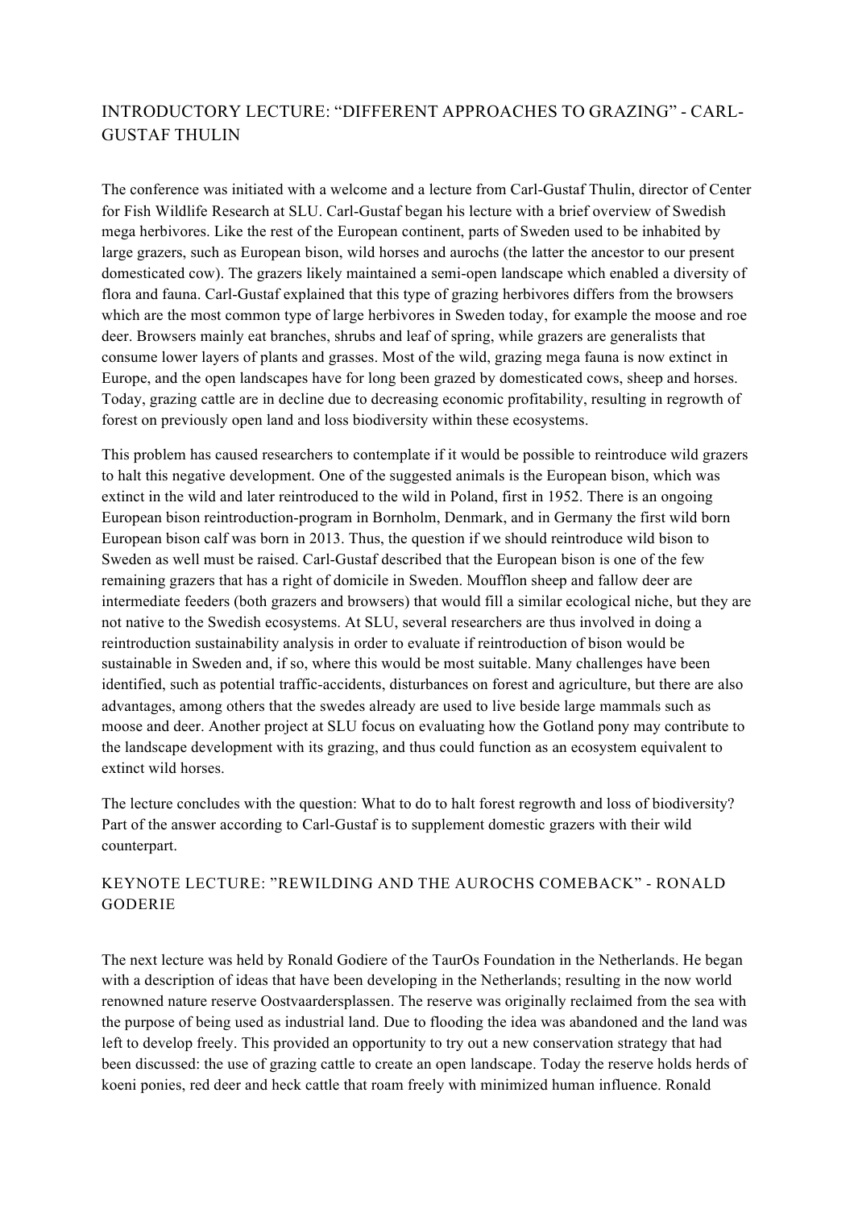## INTRODUCTORY LECTURE: "DIFFERENT APPROACHES TO GRAZING" - CARL-GUSTAF THULIN

The conference was initiated with a welcome and a lecture from Carl-Gustaf Thulin, director of Center for Fish Wildlife Research at SLU. Carl-Gustaf began his lecture with a brief overview of Swedish mega herbivores. Like the rest of the European continent, parts of Sweden used to be inhabited by large grazers, such as European bison, wild horses and aurochs (the latter the ancestor to our present domesticated cow). The grazers likely maintained a semi-open landscape which enabled a diversity of flora and fauna. Carl-Gustaf explained that this type of grazing herbivores differs from the browsers which are the most common type of large herbivores in Sweden today, for example the moose and roe deer. Browsers mainly eat branches, shrubs and leaf of spring, while grazers are generalists that consume lower layers of plants and grasses. Most of the wild, grazing mega fauna is now extinct in Europe, and the open landscapes have for long been grazed by domesticated cows, sheep and horses. Today, grazing cattle are in decline due to decreasing economic profitability, resulting in regrowth of forest on previously open land and loss biodiversity within these ecosystems.

This problem has caused researchers to contemplate if it would be possible to reintroduce wild grazers to halt this negative development. One of the suggested animals is the European bison, which was extinct in the wild and later reintroduced to the wild in Poland, first in 1952. There is an ongoing European bison reintroduction-program in Bornholm, Denmark, and in Germany the first wild born European bison calf was born in 2013. Thus, the question if we should reintroduce wild bison to Sweden as well must be raised. Carl-Gustaf described that the European bison is one of the few remaining grazers that has a right of domicile in Sweden. Moufflon sheep and fallow deer are intermediate feeders (both grazers and browsers) that would fill a similar ecological niche, but they are not native to the Swedish ecosystems. At SLU, several researchers are thus involved in doing a reintroduction sustainability analysis in order to evaluate if reintroduction of bison would be sustainable in Sweden and, if so, where this would be most suitable. Many challenges have been identified, such as potential traffic-accidents, disturbances on forest and agriculture, but there are also advantages, among others that the swedes already are used to live beside large mammals such as moose and deer. Another project at SLU focus on evaluating how the Gotland pony may contribute to the landscape development with its grazing, and thus could function as an ecosystem equivalent to extinct wild horses.

The lecture concludes with the question: What to do to halt forest regrowth and loss of biodiversity? Part of the answer according to Carl-Gustaf is to supplement domestic grazers with their wild counterpart.

## KEYNOTE LECTURE: "REWILDING AND THE AUROCHS COMEBACK" - RONALD GODERIE

The next lecture was held by Ronald Godiere of the TaurOs Foundation in the Netherlands. He began with a description of ideas that have been developing in the Netherlands; resulting in the now world renowned nature reserve Oostvaardersplassen. The reserve was originally reclaimed from the sea with the purpose of being used as industrial land. Due to flooding the idea was abandoned and the land was left to develop freely. This provided an opportunity to try out a new conservation strategy that had been discussed: the use of grazing cattle to create an open landscape. Today the reserve holds herds of koeni ponies, red deer and heck cattle that roam freely with minimized human influence. Ronald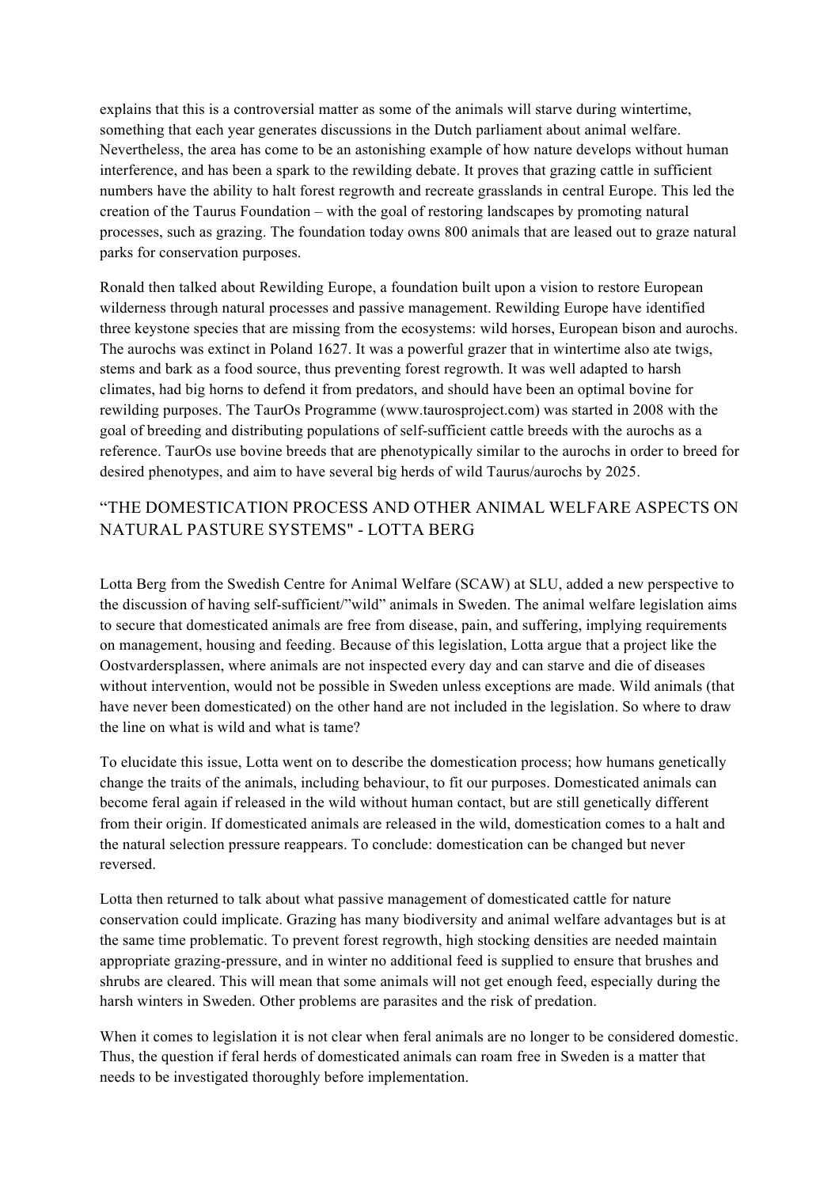explains that this is a controversial matter as some of the animals will starve during wintertime, something that each year generates discussions in the Dutch parliament about animal welfare. Nevertheless, the area has come to be an astonishing example of how nature develops without human interference, and has been a spark to the rewilding debate. It proves that grazing cattle in sufficient numbers have the ability to halt forest regrowth and recreate grasslands in central Europe. This led the creation of the Taurus Foundation – with the goal of restoring landscapes by promoting natural processes, such as grazing. The foundation today owns 800 animals that are leased out to graze natural parks for conservation purposes.

Ronald then talked about Rewilding Europe, a foundation built upon a vision to restore European wilderness through natural processes and passive management. Rewilding Europe have identified three keystone species that are missing from the ecosystems: wild horses, European bison and aurochs. The aurochs was extinct in Poland 1627. It was a powerful grazer that in wintertime also ate twigs, stems and bark as a food source, thus preventing forest regrowth. It was well adapted to harsh climates, had big horns to defend it from predators, and should have been an optimal bovine for rewilding purposes. The TaurOs Programme (www.taurosproject.com) was started in 2008 with the goal of breeding and distributing populations of self-sufficient cattle breeds with the aurochs as a reference. TaurOs use bovine breeds that are phenotypically similar to the aurochs in order to breed for desired phenotypes, and aim to have several big herds of wild Taurus/aurochs by 2025.

## "THE DOMESTICATION PROCESS AND OTHER ANIMAL WELFARE ASPECTS ON NATURAL PASTURE SYSTEMS" - LOTTA BERG

Lotta Berg from the Swedish Centre for Animal Welfare (SCAW) at SLU, added a new perspective to the discussion of having self-sufficient/"wild" animals in Sweden. The animal welfare legislation aims to secure that domesticated animals are free from disease, pain, and suffering, implying requirements on management, housing and feeding. Because of this legislation, Lotta argue that a project like the Oostvardersplassen, where animals are not inspected every day and can starve and die of diseases without intervention, would not be possible in Sweden unless exceptions are made. Wild animals (that have never been domesticated) on the other hand are not included in the legislation. So where to draw the line on what is wild and what is tame?

To elucidate this issue, Lotta went on to describe the domestication process; how humans genetically change the traits of the animals, including behaviour, to fit our purposes. Domesticated animals can become feral again if released in the wild without human contact, but are still genetically different from their origin. If domesticated animals are released in the wild, domestication comes to a halt and the natural selection pressure reappears. To conclude: domestication can be changed but never reversed.

Lotta then returned to talk about what passive management of domesticated cattle for nature conservation could implicate. Grazing has many biodiversity and animal welfare advantages but is at the same time problematic. To prevent forest regrowth, high stocking densities are needed maintain appropriate grazing-pressure, and in winter no additional feed is supplied to ensure that brushes and shrubs are cleared. This will mean that some animals will not get enough feed, especially during the harsh winters in Sweden. Other problems are parasites and the risk of predation.

When it comes to legislation it is not clear when feral animals are no longer to be considered domestic. Thus, the question if feral herds of domesticated animals can roam free in Sweden is a matter that needs to be investigated thoroughly before implementation.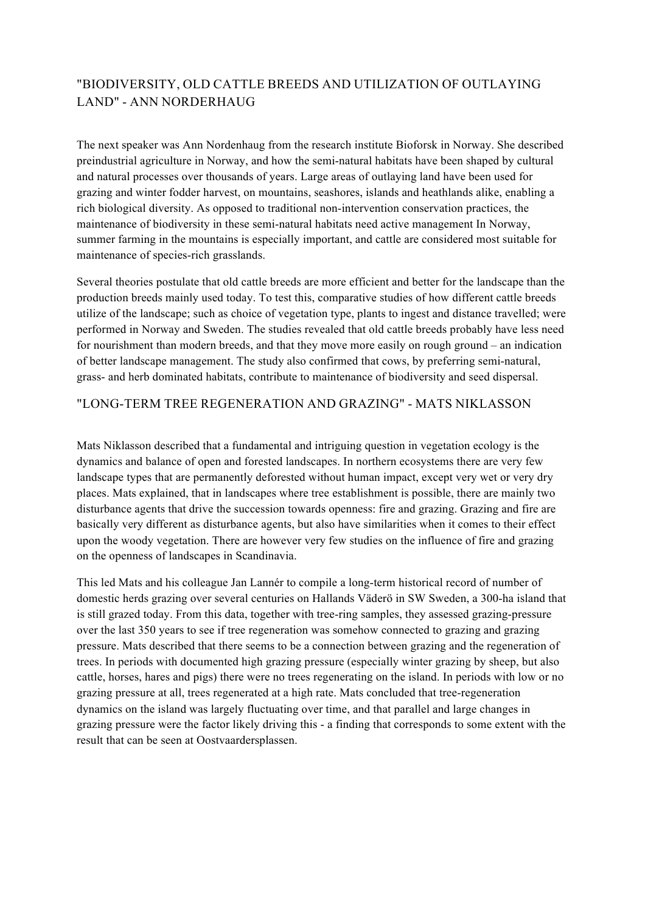## "BIODIVERSITY, OLD CATTLE BREEDS AND UTILIZATION OF OUTLAYING LAND" - ANN NORDERHAUG

The next speaker was Ann Nordenhaug from the research institute Bioforsk in Norway. She described preindustrial agriculture in Norway, and how the semi-natural habitats have been shaped by cultural and natural processes over thousands of years. Large areas of outlaying land have been used for grazing and winter fodder harvest, on mountains, seashores, islands and heathlands alike, enabling a rich biological diversity. As opposed to traditional non-intervention conservation practices, the maintenance of biodiversity in these semi-natural habitats need active management In Norway, summer farming in the mountains is especially important, and cattle are considered most suitable for maintenance of species-rich grasslands.

Several theories postulate that old cattle breeds are more efficient and better for the landscape than the production breeds mainly used today. To test this, comparative studies of how different cattle breeds utilize of the landscape; such as choice of vegetation type, plants to ingest and distance travelled; were performed in Norway and Sweden. The studies revealed that old cattle breeds probably have less need for nourishment than modern breeds, and that they move more easily on rough ground – an indication of better landscape management. The study also confirmed that cows, by preferring semi-natural, grass- and herb dominated habitats, contribute to maintenance of biodiversity and seed dispersal.

## "LONG-TERM TREE REGENERATION AND GRAZING" - MATS NIKLASSON

Mats Niklasson described that a fundamental and intriguing question in vegetation ecology is the dynamics and balance of open and forested landscapes. In northern ecosystems there are very few landscape types that are permanently deforested without human impact, except very wet or very dry places. Mats explained, that in landscapes where tree establishment is possible, there are mainly two disturbance agents that drive the succession towards openness: fire and grazing. Grazing and fire are basically very different as disturbance agents, but also have similarities when it comes to their effect upon the woody vegetation. There are however very few studies on the influence of fire and grazing on the openness of landscapes in Scandinavia.

This led Mats and his colleague Jan Lannér to compile a long-term historical record of number of domestic herds grazing over several centuries on Hallands Väderö in SW Sweden, a 300-ha island that is still grazed today. From this data, together with tree-ring samples, they assessed grazing-pressure over the last 350 years to see if tree regeneration was somehow connected to grazing and grazing pressure. Mats described that there seems to be a connection between grazing and the regeneration of trees. In periods with documented high grazing pressure (especially winter grazing by sheep, but also cattle, horses, hares and pigs) there were no trees regenerating on the island. In periods with low or no grazing pressure at all, trees regenerated at a high rate. Mats concluded that tree-regeneration dynamics on the island was largely fluctuating over time, and that parallel and large changes in grazing pressure were the factor likely driving this - a finding that corresponds to some extent with the result that can be seen at Oostvaardersplassen.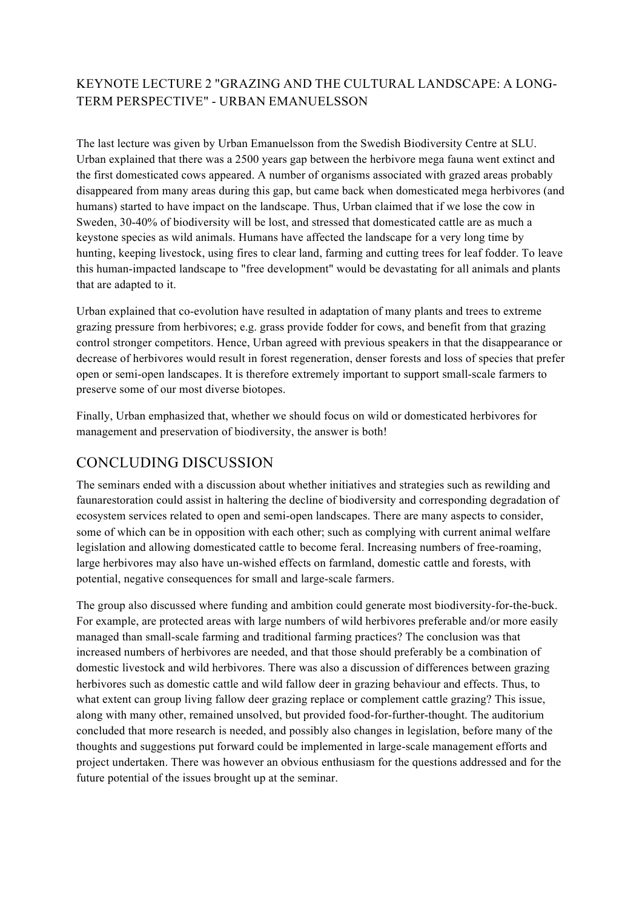### KEYNOTE LECTURE 2 "GRAZING AND THE CULTURAL LANDSCAPE: A LONG-TERM PERSPECTIVE" - URBAN EMANUELSSON

The last lecture was given by Urban Emanuelsson from the Swedish Biodiversity Centre at SLU. Urban explained that there was a 2500 years gap between the herbivore mega fauna went extinct and the first domesticated cows appeared. A number of organisms associated with grazed areas probably disappeared from many areas during this gap, but came back when domesticated mega herbivores (and humans) started to have impact on the landscape. Thus, Urban claimed that if we lose the cow in Sweden, 30-40% of biodiversity will be lost, and stressed that domesticated cattle are as much a keystone species as wild animals. Humans have affected the landscape for a very long time by hunting, keeping livestock, using fires to clear land, farming and cutting trees for leaf fodder. To leave this human-impacted landscape to "free development" would be devastating for all animals and plants that are adapted to it.

Urban explained that co-evolution have resulted in adaptation of many plants and trees to extreme grazing pressure from herbivores; e.g. grass provide fodder for cows, and benefit from that grazing control stronger competitors. Hence, Urban agreed with previous speakers in that the disappearance or decrease of herbivores would result in forest regeneration, denser forests and loss of species that prefer open or semi-open landscapes. It is therefore extremely important to support small-scale farmers to preserve some of our most diverse biotopes.

Finally, Urban emphasized that, whether we should focus on wild or domesticated herbivores for management and preservation of biodiversity, the answer is both!

## CONCLUDING DISCUSSION

The seminars ended with a discussion about whether initiatives and strategies such as rewilding and faunarestoration could assist in haltering the decline of biodiversity and corresponding degradation of ecosystem services related to open and semi-open landscapes. There are many aspects to consider, some of which can be in opposition with each other; such as complying with current animal welfare legislation and allowing domesticated cattle to become feral. Increasing numbers of free-roaming, large herbivores may also have un-wished effects on farmland, domestic cattle and forests, with potential, negative consequences for small and large-scale farmers.

The group also discussed where funding and ambition could generate most biodiversity-for-the-buck. For example, are protected areas with large numbers of wild herbivores preferable and/or more easily managed than small-scale farming and traditional farming practices? The conclusion was that increased numbers of herbivores are needed, and that those should preferably be a combination of domestic livestock and wild herbivores. There was also a discussion of differences between grazing herbivores such as domestic cattle and wild fallow deer in grazing behaviour and effects. Thus, to what extent can group living fallow deer grazing replace or complement cattle grazing? This issue, along with many other, remained unsolved, but provided food-for-further-thought. The auditorium concluded that more research is needed, and possibly also changes in legislation, before many of the thoughts and suggestions put forward could be implemented in large-scale management efforts and project undertaken. There was however an obvious enthusiasm for the questions addressed and for the future potential of the issues brought up at the seminar.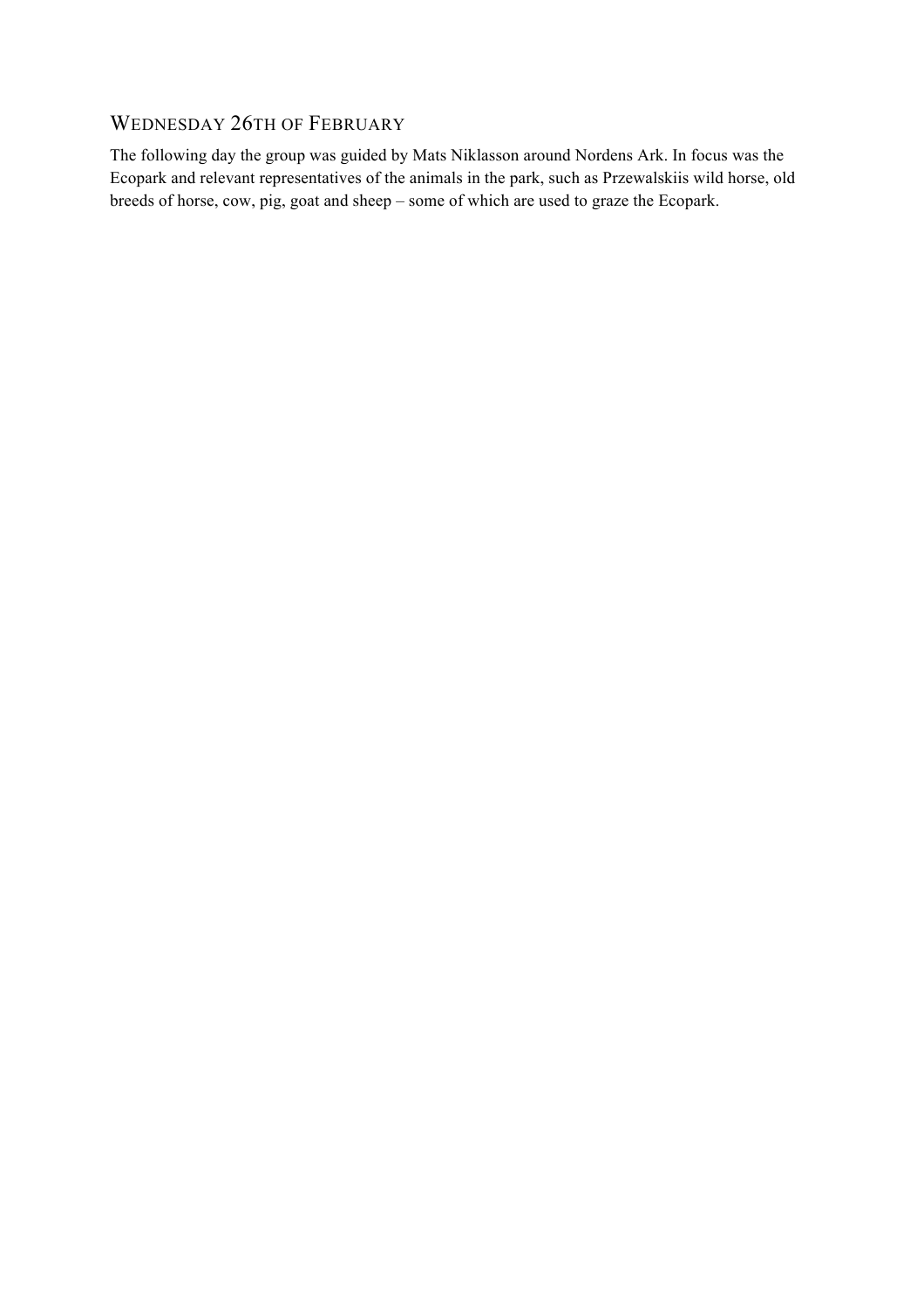## Wednesday 26th of February

The following day the group was guided by Mats Niklasson around Nordens Ark. In focus was the Ecopark and relevant representatives of the animals in the park, such as Przewalskiis wild horse, old breeds of horse, cow, pig, goat and sheep – some of which are used to graze the Ecopark.